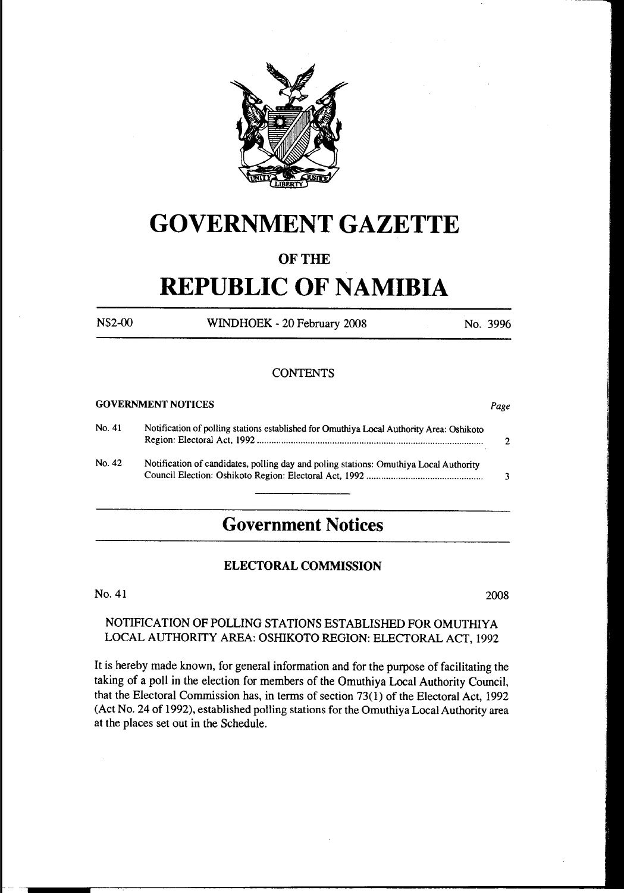# GOVERNMENT GAZETTE

## OF THE

# REPUBLIC OF NAMIBIA

N$2-00 WINDHOEK - 20 February 2008 No. 3996

### CONTENTS

**GOVERNMENT NOTICES** *Page*

| | | |
|---|---|---|
| No. 41 | Notification of polling stations established for Omuthiya Local Authority Area: Oshikoto Region: Electoral Act, 1992 | 2 |
| No. 42 | Notification of candidates, polling day and poling stations: Omuthiya Local Authority Council Election: Oshikoto Region: Electoral Act, 1992 | 3 |

## Government Notices

### ELECTORAL COMMISSION

No. 41 2008

NOTIFICATION OF POLLING STATIONS ESTABLISHED FOR OMUTHIYA LOCAL AUTHORITY AREA: OSHIKOTO REGION: ELECTORAL ACT, 1992

It is hereby made known, for general information and for the purpose of facilitating the taking of a poll in the election for members of the Omuthiya Local Authority Council, that the Electoral Commission has, in terms of section 73(1) of the Electoral Act, 1992 (Act No. 24 of 1992), established polling stations for the Omuthiya Local Authority area at the places set out in the Schedule.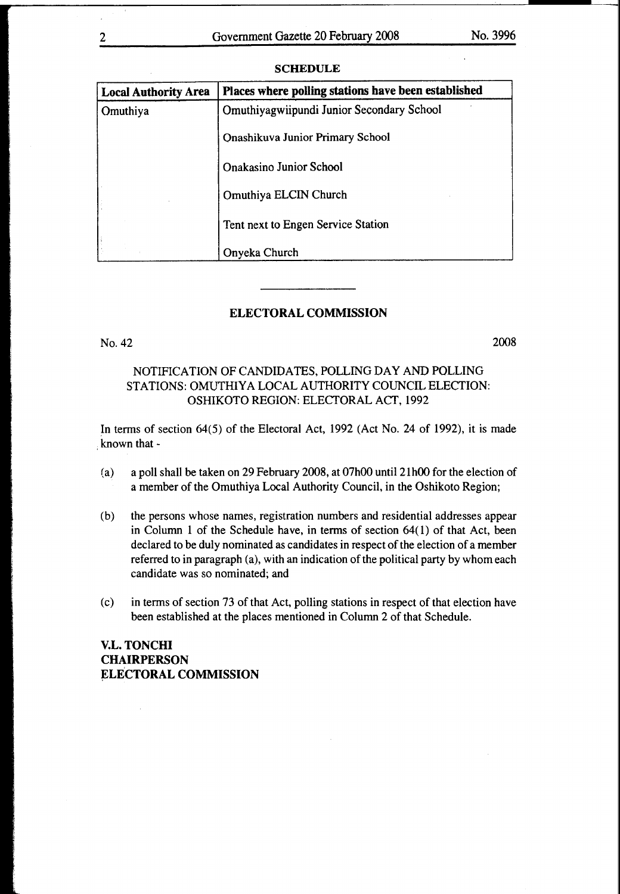## SCHEDULE

| Local Authority Area | Places where polling stations have been established |
|---|---|
| Omuthiya | Omuthiyagwiipundi Junior Secondary School |
| | Onashikuva Junior Primary School |
| | Onakasino Junior School |
| | Omuthiya ELCIN Church |
| | Tent next to Engen Service Station |
| | Onyeka Church |

---

## ELECTORAL COMMISSION

No. 42 2008

NOTIFICATION OF CANDIDATES, POLLING DAY AND POLLING STATIONS: OMUTHIYA LOCAL AUTHORITY COUNCIL ELECTION: OSHIKOTO REGION: ELECTORAL ACT, 1992

In terms of section 64(5) of the Electoral Act, 1992 (Act No. 24 of 1992), it is made known that -

(a) a poll shall be taken on 29 February 2008, at 07h00 until 21h00 for the election of a member of the Omuthiya Local Authority Council, in the Oshikoto Region;

(b) the persons whose names, registration numbers and residential addresses appear in Column 1 of the Schedule have, in terms of section 64(1) of that Act, been declared to be duly nominated as candidates in respect of the election of a member referred to in paragraph (a), with an indication of the political party by whom each candidate was so nominated; and

(c) in terms of section 73 of that Act, polling stations in respect of that election have been established at the places mentioned in Column 2 of that Schedule.

**V.L. TONCHI**
**CHAIRPERSON**
**ELECTORAL COMMISSION**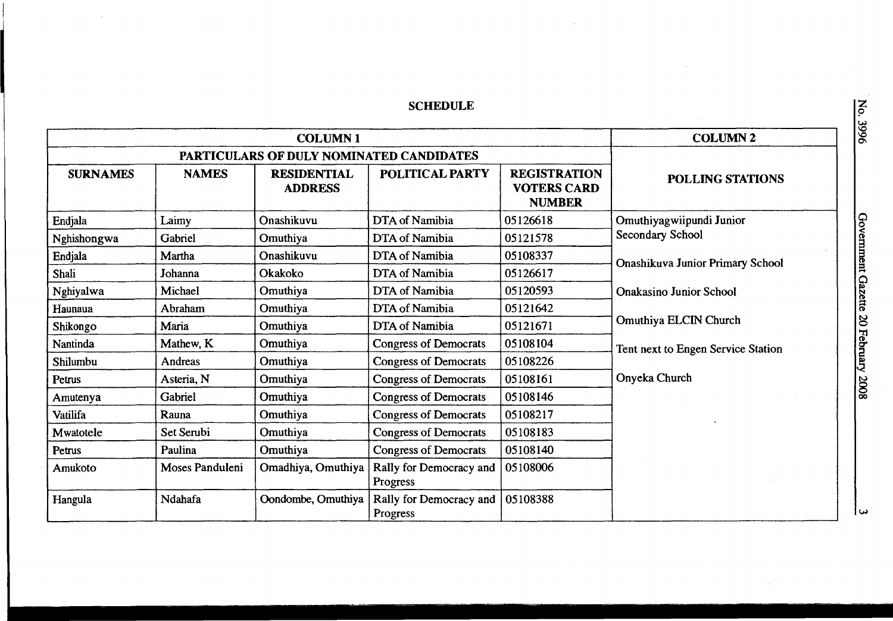## SCHEDULE

| COLUMN 1 | | | | | COLUMN 2 |
|---|---|---|---|---|---|
| PARTICULARS OF DULY NOMINATED CANDIDATES | | | | | |
| SURNAMES | NAMES | RESIDENTIAL ADDRESS | POLITICAL PARTY | REGISTRATION VOTERS CARD NUMBER | POLLING STATIONS |
| Endjala | Laimy | Onashikuvu | DTA of Namibia | 05126618 | Omuthiyagwiipundi Junior Secondary School |
| Nghishongwa | Gabriel | Omuthiya | DTA of Namibia | 05121578 | |
| Endjala | Martha | Onashikuvu | DTA of Namibia | 05108337 | Onashikuva Junior Primary School |
| Shali | Johanna | Okakoko | DTA of Namibia | 05126617 | |
| Nghiyalwa | Michael | Omuthiya | DTA of Namibia | 05120593 | Onakasino Junior School |
| Haunaua | Abraham | Omuthiya | DTA of Namibia | 05121642 | |
| Shikongo | Maria | Omuthiya | DTA of Namibia | 05121671 | Omuthiya ELCIN Church |
| Nantinda | Mathew, K | Omuthiya | Congress of Democrats | 05108104 | Tent next to Engen Service Station |
| Shilumbu | Andreas | Omuthiya | Congress of Democrats | 05108226 | |
| Petrus | Asteria, N | Omuthiya | Congress of Democrats | 05108161 | Onyeka Church |
| Amutenya | Gabriel | Omuthiya | Congress of Democrats | 05108146 | |
| Vatilifa | Rauna | Omuthiya | Congress of Democrats | 05108217 | |
| Mwatotele | Set Serubi | Omuthiya | Congress of Democrats | 05108183 | |
| Petrus | Paulina | Omuthiya | Congress of Democrats | 05108140 | |
| Amukoto | Moses Panduleni | Omadhiya, Omuthiya | Rally for Democracy and Progress | 05108006 | |
| Hangula | Ndahafa | Oondombe, Omuthiya | Rally for Democracy and Progress | 05108388 | |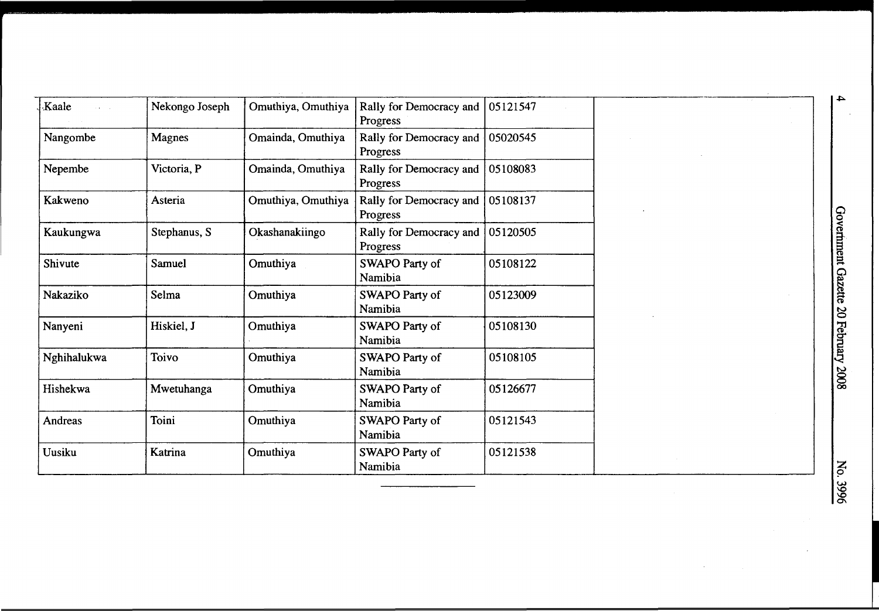| | | | | | |
|---|---|---|---|---|---|
| Kaale | Nekongo Joseph | Omuthiya, Omuthiya | Rally for Democracy and Progress | 05121547 | |
| Nangombe | Magnes | Omainda, Omuthiya | Rally for Democracy and Progress | 05020545 | |
| Nepembe | Victoria, P | Omainda, Omuthiya | Rally for Democracy and Progress | 05108083 | |
| Kakweno | Asteria | Omuthiya, Omuthiya | Rally for Democracy and Progress | 05108137 | |
| Kaukungwa | Stephanus, S | Okashanakiingo | Rally for Democracy and Progress | 05120505 | |
| Shivute | Samuel | Omuthiya | SWAPO Party of Namibia | 05108122 | |
| Nakaziko | Selma | Omuthiya | SWAPO Party of Namibia | 05123009 | |
| Nanyeni | Hiskiel, J | Omuthiya | SWAPO Party of Namibia | 05108130 | |
| Nghihalukwa | Toivo | Omuthiya | SWAPO Party of Namibia | 05108105 | |
| Hishekwa | Mwetuhanga | Omuthiya | SWAPO Party of Namibia | 05126677 | |
| Andreas | Toini | Omuthiya | SWAPO Party of Namibia | 05121543 | |
| Uusiku | Katrina | Omuthiya | SWAPO Party of Namibia | 05121538 | |